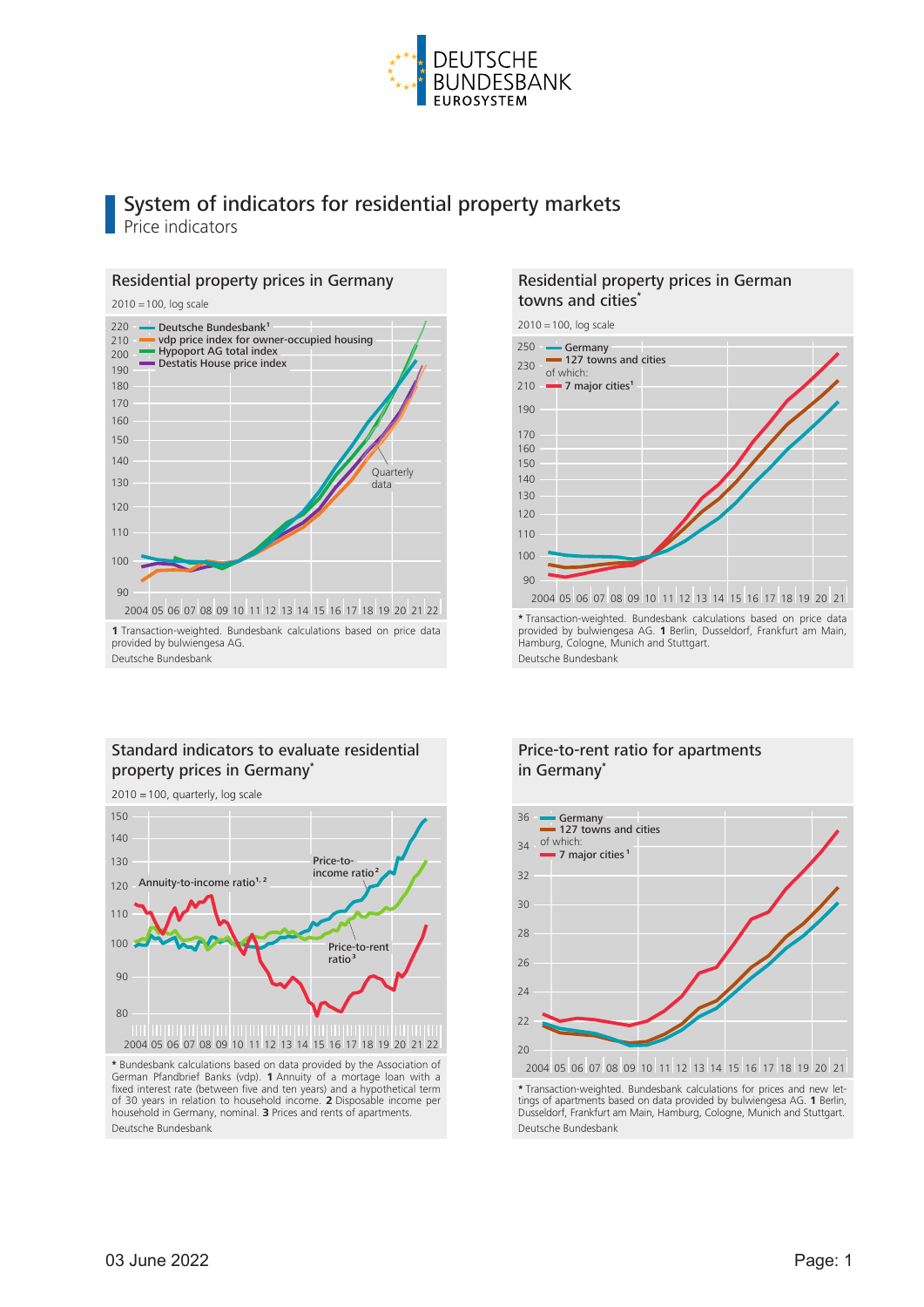# System of indicators for residential property markets

Price indicators

## Residential property prices in Germany

2010 = 100, log scale

Deutsche Bundesbank[1]
vdp price index for owner-occupied housing
Hypoport AG total index
Destatis House price index

220
210
200
190
180
170
160
150
140
130
120
110
100
90

Quarterly data

2004 05 06 07 08 09 10 11 12 13 14 15 16 17 18 19 20 21 22

1 Transaction-weighted. Bundesbank calculations based on price data provided by bulwiengesa AG.

Deutsche Bundesbank

## Residential property prices in German towns and cities*

2010 = 100, log scale

Germany
127 towns and cities
of which:
7 major cities[1]

250
230
210
190
170
160
150
140
130
120
110
100
90

2004 05 06 07 08 09 10 11 12 13 14 15 16 17 18 19 20 21

* Transaction-weighted. Bundesbank calculations based on price data provided by bulwiengesa AG. 1 Berlin, Dusseldorf, Frankfurt am Main, Hamburg, Cologne, Munich and Stuttgart.

Deutsche Bundesbank

## Standard indicators to evaluate residential property prices in Germany*

2010 = 100, quarterly, log scale

150
140
130
120
110
100
90
80

Annuity-to-income ratio[1, 2]
Price-to-income ratio[2]
Price-to-rent ratio[3]

2004 05 06 07 08 09 10 11 12 13 14 15 16 17 18 19 20 21 22

* Bundesbank calculations based on data provided by the Association of German Pfandbrief Banks (vdp). 1 Annuity of a mortage loan with a fixed interest rate (between five and ten years) and a hypothetical term of 30 years in relation to household income. 2 Disposable income per household in Germany, nominal. 3 Prices and rents of apartments.

Deutsche Bundesbank

## Price-to-rent ratio for apartments in Germany*

Germany
127 towns and cities
of which:
7 major cities[1]

36
34
32
30
28
26
24
22
20

2004 05 06 07 08 09 10 11 12 13 14 15 16 17 18 19 20 21

* Transaction-weighted. Bundesbank calculations for prices and new lettings of apartments based on data provided by bulwiengesa AG. 1 Berlin, Dusseldorf, Frankfurt am Main, Hamburg, Cologne, Munich and Stuttgart.

Deutsche Bundesbank

03 June 2022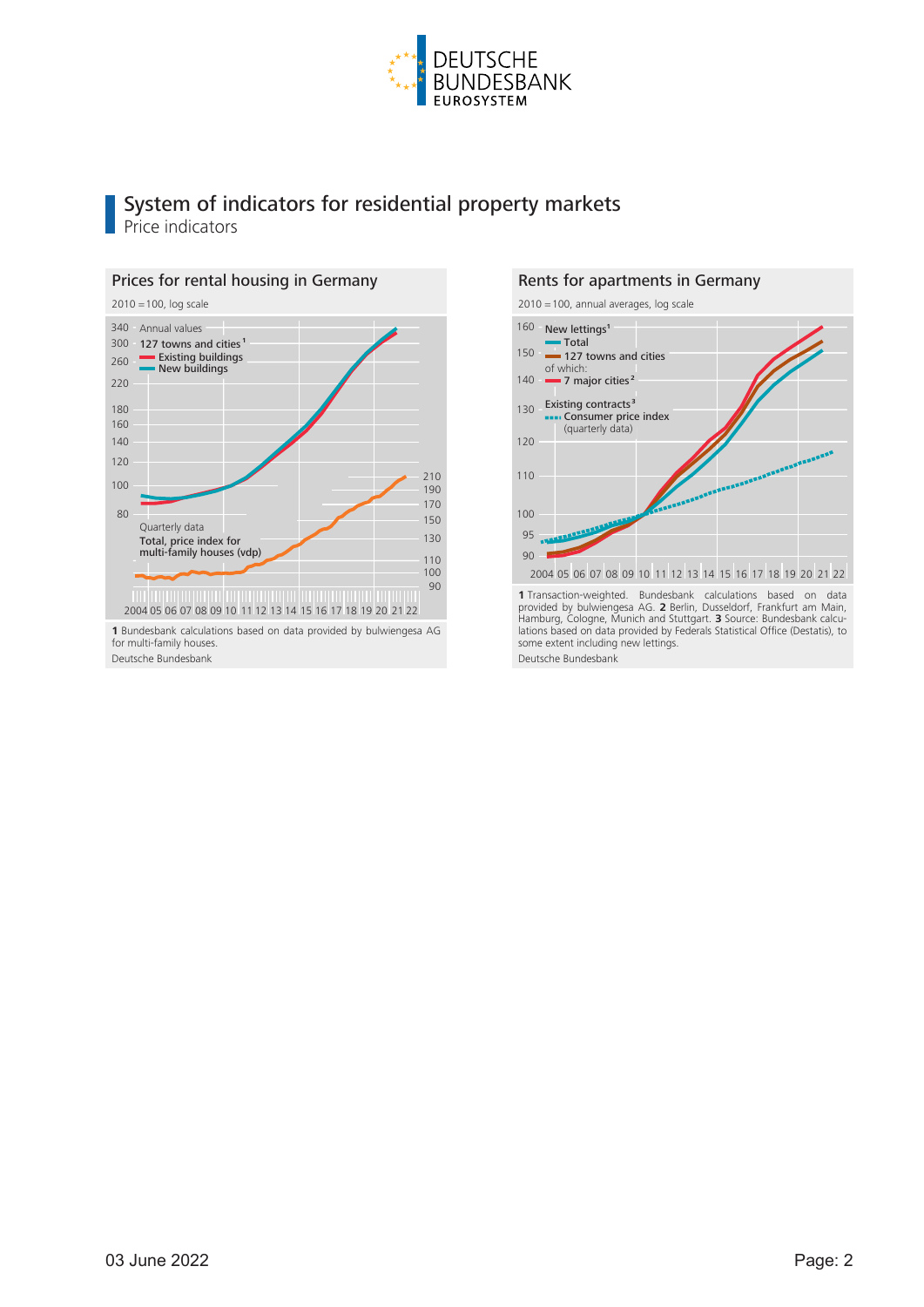# System of indicators for residential property markets

Price indicators

## Prices for rental housing in Germany

2010 = 100, log scale

Annual values
127 towns and cities[1]
Existing buildings
New buildings

340
300
260
220
180
160
140
120
100
80

Quarterly data
Total, price index for multi-family houses (vdp)

210
190
170
150
130
110
100
90

2004 05 06 07 08 09 10 11 12 13 14 15 16 17 18 19 20 21 22

**1** Bundesbank calculations based on data provided by bulwiengesa AG for multi-family houses.

Deutsche Bundesbank

## Rents for apartments in Germany

2010 = 100, annual averages, log scale

New lettings[1]
Total
127 towns and cities
of which:
7 major cities[2]

Existing contracts[3]
Consumer price index (quarterly data)

160
150
140
130
120
110
100
95
90

2004 05 06 07 08 09 10 11 12 13 14 15 16 17 18 19 20 21 22

**1** Transaction-weighted. Bundesbank calculations based on data provided by bulwiengesa AG. **2** Berlin, Dusseldorf, Frankfurt am Main, Hamburg, Cologne, Munich and Stuttgart. **3** Source: Bundesbank calculations based on data provided by Federals Statistical Office (Destatis), to some extent including new lettings.

Deutsche Bundesbank

03 June 2022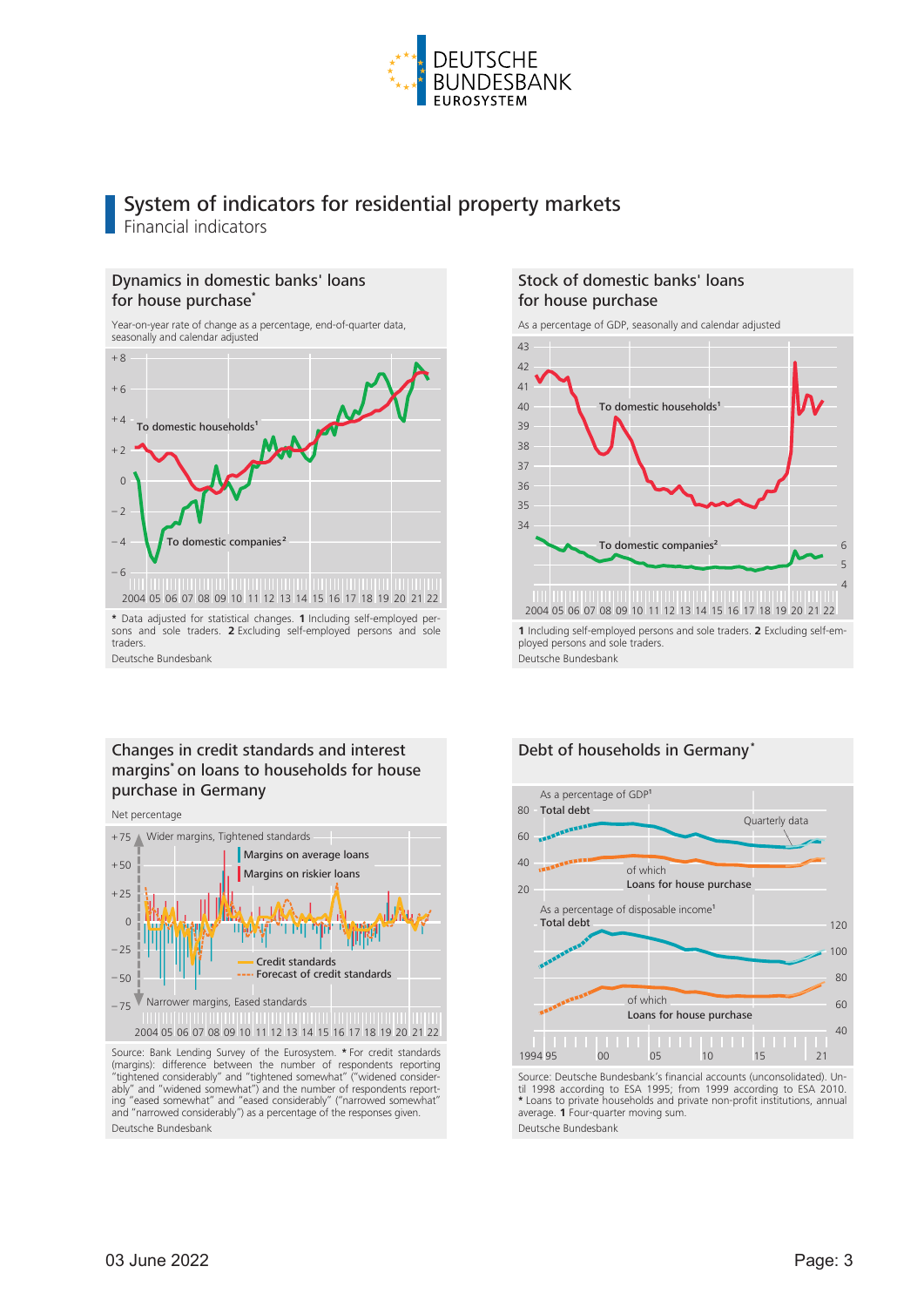# System of indicators for residential property markets

Financial indicators

### Dynamics in domestic banks' loans for house purchase*

Year-on-year rate of change as a percentage, end-of-quarter data, seasonally and calendar adjusted

+8
+6
+4
+2
0
−2
−4
−6

To domestic households[1]
To domestic companies[2]

2004 05 06 07 08 09 10 11 12 13 14 15 16 17 18 19 20 21 22

* Data adjusted for statistical changes. 1 Including self-employed persons and sole traders. 2 Excluding self-employed persons and sole traders.

Deutsche Bundesbank

### Stock of domestic banks' loans for house purchase

As a percentage of GDP, seasonally and calendar adjusted

43
42
41
40
39
38
37
36
35
34

To domestic households[1]
To domestic companies[2]

6
5
4

2004 05 06 07 08 09 10 11 12 13 14 15 16 17 18 19 20 21 22

1 Including self-employed persons and sole traders. 2 Excluding self-employed persons and sole traders.

Deutsche Bundesbank

### Changes in credit standards and interest margins* on loans to households for house purchase in Germany

Net percentage

+75 Wider margins, Tightened standards
+50
+25
0
−25
−50
−75 Narrower margins, Eased standards

Margins on average loans
Margins on riskier loans
Credit standards
Forecast of credit standards

2004 05 06 07 08 09 10 11 12 13 14 15 16 17 18 19 20 21 22

Source: Bank Lending Survey of the Eurosystem. * For credit standards (margins): difference between the number of respondents reporting "tightened considerably" and "tightened somewhat" ("widened considerably" and "widened somewhat") and the number of respondents reporting "eased somewhat" and "eased considerably" ("narrowed somewhat" and "narrowed considerably") as a percentage of the responses given.

Deutsche Bundesbank

### Debt of households in Germany*

As a percentage of GDP[1]

80 Total debt
60
40
20

Quarterly data

of which
Loans for house purchase

As a percentage of disposable income[1]

Total debt

120
100
80
60
40

of which
Loans for house purchase

1994 95 00 05 10 15 21

Source: Deutsche Bundesbank's financial accounts (unconsolidated). Until 1998 according to ESA 1995; from 1999 according to ESA 2010. * Loans to private households and private non-profit institutions, annual average. 1 Four-quarter moving sum.

Deutsche Bundesbank

03 June 2022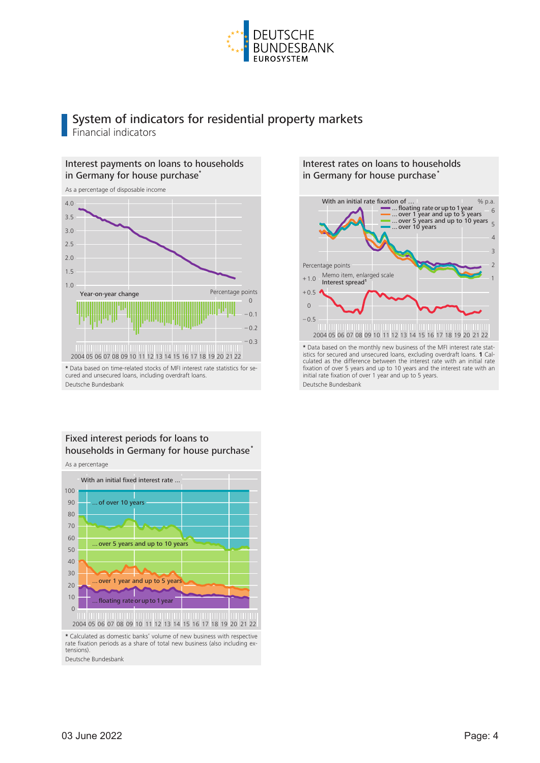# System of indicators for residential property markets

Financial indicators

## Interest payments on loans to households in Germany for house purchase*

As a percentage of disposable income

4.0
3.5
3.0
2.5
2.0
1.5
1.0

Year-on-year change

Percentage points

0
−0.1
−0.2
−0.3

2004 05 06 07 08 09 10 11 12 13 14 15 16 17 18 19 20 21 22

\* Data based on time-related stocks of MFI interest rate statistics for secured and unsecured loans, including overdraft loans.

Deutsche Bundesbank

## Interest rates on loans to households in Germany for house purchase*

With an initial rate fixation of ...

% p.a.

... floating rate or up to 1 year
... over 1 year and up to 5 years
... over 5 years and up to 10 years
... over 10 years

6
5
4
3
2
1

Percentage points

Memo item, enlarged scale
Interest spread[1]

+1.0
+0.5
0
−0.5

2004 05 06 07 08 09 10 11 12 13 14 15 16 17 18 19 20 21 22

\* Data based on the monthly new business of the MFI interest rate statistics for secured and unsecured loans, excluding overdraft loans. **1** Calculated as the difference between the interest rate with an initial rate fixation of over 5 years and up to 10 years and the interest rate with an initial rate fixation of over 1 year and up to 5 years.

Deutsche Bundesbank

## Fixed interest periods for loans to households in Germany for house purchase*

As a percentage

With an initial fixed interest rate ...

100
90
80
70
60
50
40
30
20
10
0

... of over 10 years
... over 5 years and up to 10 years
... over 1 year and up to 5 years
... floating rate or up to 1 year

2004 05 06 07 08 09 10 11 12 13 14 15 16 17 18 19 20 21 22

\* Calculated as domestic banks' volume of new business with respective rate fixation periods as a share of total new business (also including extensions).

Deutsche Bundesbank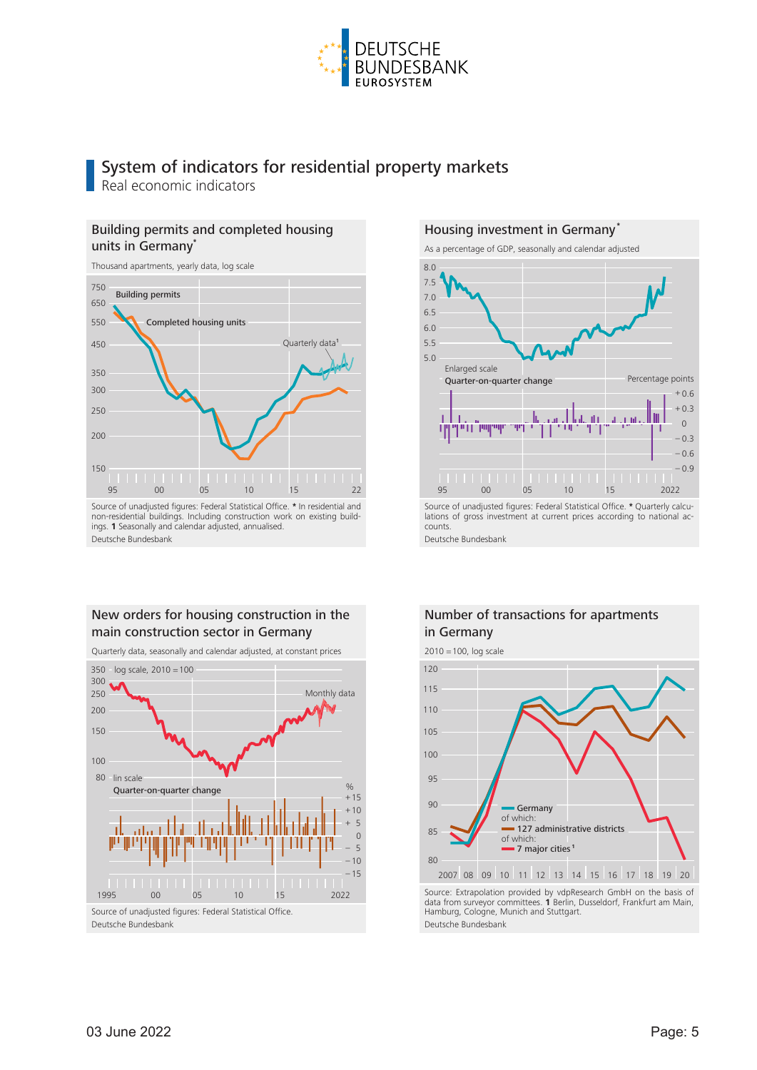# System of indicators for residential property markets

Real economic indicators

## Building permits and completed housing units in Germany*

Thousand apartments, yearly data, log scale

750
650
550
450
350
300
250
200
150

Building permits
Completed housing units
Quarterly data1

95 00 05 10 15 22

Source of unadjusted figures: Federal Statistical Office. * In residential and non-residential buildings. Including construction work on existing buildings. 1 Seasonally and calendar adjusted, annualised.
Deutsche Bundesbank

## Housing investment in Germany*

As a percentage of GDP, seasonally and calendar adjusted

8.0
7.5
7.0
6.5
6.0
5.5
5.0

Enlarged scale
Quarter-on-quarter change
Percentage points

+ 0.6
+ 0.3
0
− 0.3
− 0.6
− 0.9

95 00 05 10 15 2022

Source of unadjusted figures: Federal Statistical Office. * Quarterly calculations of gross investment at current prices according to national accounts.
Deutsche Bundesbank

## New orders for housing construction in the main construction sector in Germany

Quarterly data, seasonally and calendar adjusted, at constant prices

350 log scale, 2010 = 100
300
250
200
150
100
80

Monthly data

lin scale
Quarter-on-quarter change
%

+ 15
+ 10
+ 5
0
− 5
− 10
− 15

1995 00 05 10 15 2022

Source of unadjusted figures: Federal Statistical Office.
Deutsche Bundesbank

## Number of transactions for apartments in Germany

2010 = 100, log scale

120
115
110
105
100
95
90
85
80

Germany
of which:
127 administrative districts
of which:
7 major cities 1

2007 08 09 10 11 12 13 14 15 16 17 18 19 20

Source: Extrapolation provided by vdpResearch GmbH on the basis of data from surveyor committees. 1 Berlin, Dusseldorf, Frankfurt am Main, Hamburg, Cologne, Munich and Stuttgart.
Deutsche Bundesbank

03 June 2022